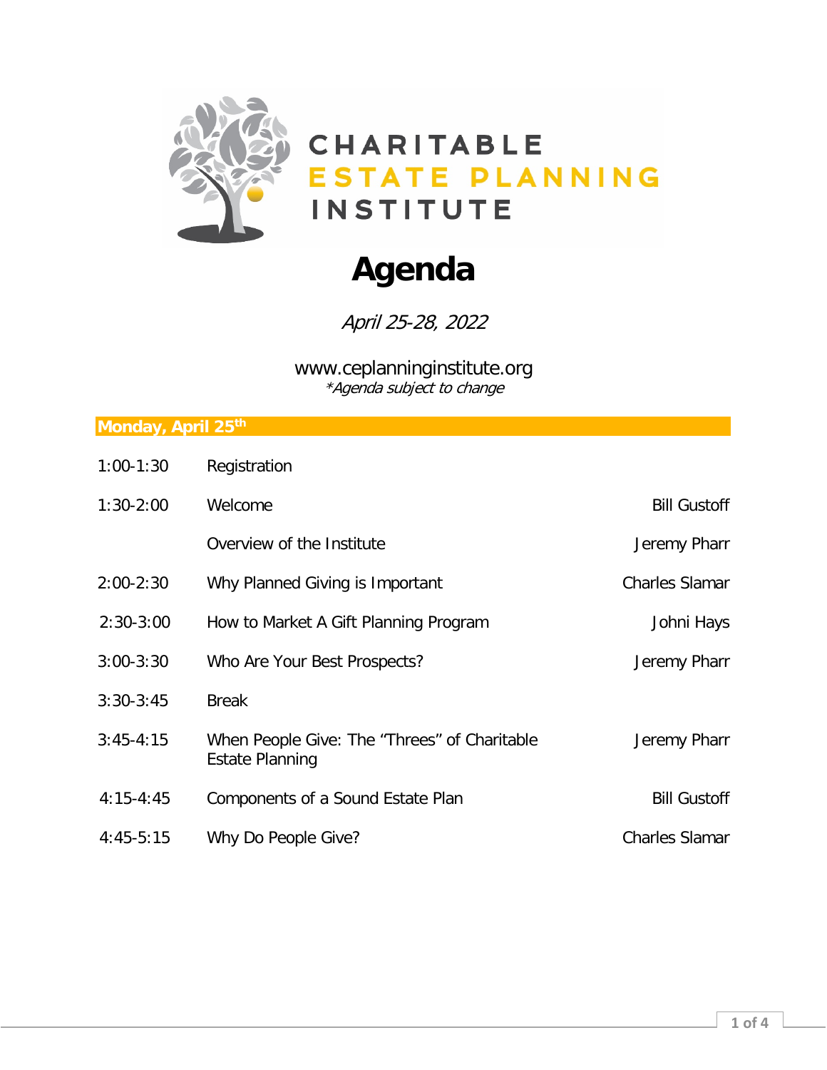CHARITABLE
ESTATE PLANNING
INSTITUTE

# Agenda

*April 25-28, 2022*

www.ceplanninginstitute.org
*\*Agenda subject to change*

## Monday, April 25th

| | | |
|---|---|---|
| 1:00-1:30 | Registration | |
| 1:30-2:00 | Welcome | Bill Gustoff |
| | Overview of the Institute | Jeremy Pharr |
| 2:00-2:30 | Why Planned Giving is Important | Charles Slamar |
| 2:30-3:00 | How to Market A Gift Planning Program | Johni Hays |
| 3:00-3:30 | Who Are Your Best Prospects? | Jeremy Pharr |
| 3:30-3:45 | Break | |
| 3:45-4:15 | When People Give: The "Threes" of Charitable Estate Planning | Jeremy Pharr |
| 4:15-4:45 | Components of a Sound Estate Plan | Bill Gustoff |
| 4:45-5:15 | Why Do People Give? | Charles Slamar |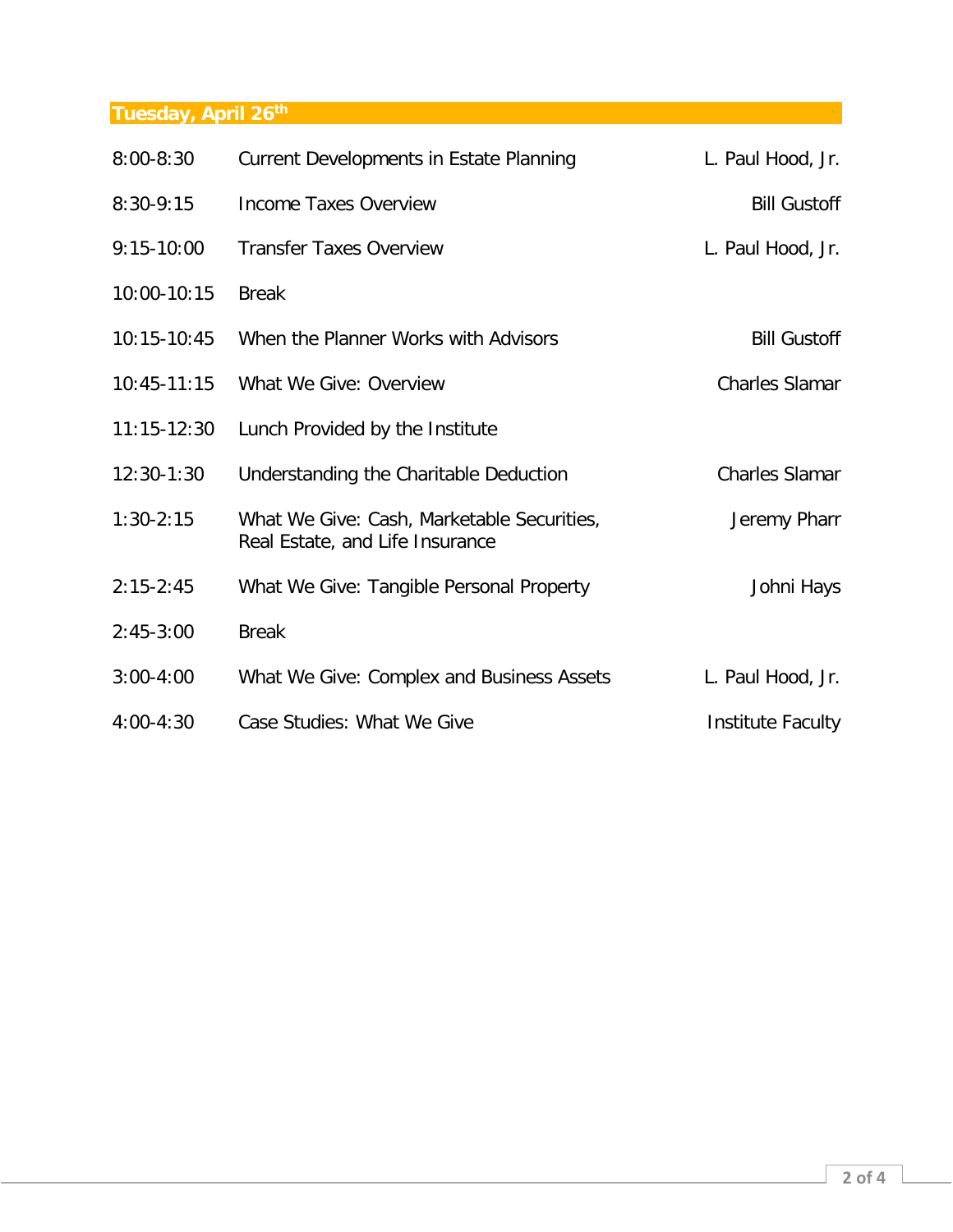## Tuesday, April 26th

| | | |
|---|---|---|
| 8:00-8:30 | Current Developments in Estate Planning | L. Paul Hood, Jr. |
| 8:30-9:15 | Income Taxes Overview | Bill Gustoff |
| 9:15-10:00 | Transfer Taxes Overview | L. Paul Hood, Jr. |
| 10:00-10:15 | Break | |
| 10:15-10:45 | When the Planner Works with Advisors | Bill Gustoff |
| 10:45-11:15 | What We Give: Overview | Charles Slamar |
| 11:15-12:30 | Lunch Provided by the Institute | |
| 12:30-1:30 | Understanding the Charitable Deduction | Charles Slamar |
| 1:30-2:15 | What We Give: Cash, Marketable Securities, Real Estate, and Life Insurance | Jeremy Pharr |
| 2:15-2:45 | What We Give: Tangible Personal Property | Johni Hays |
| 2:45-3:00 | Break | |
| 3:00-4:00 | What We Give: Complex and Business Assets | L. Paul Hood, Jr. |
| 4:00-4:30 | Case Studies: What We Give | Institute Faculty |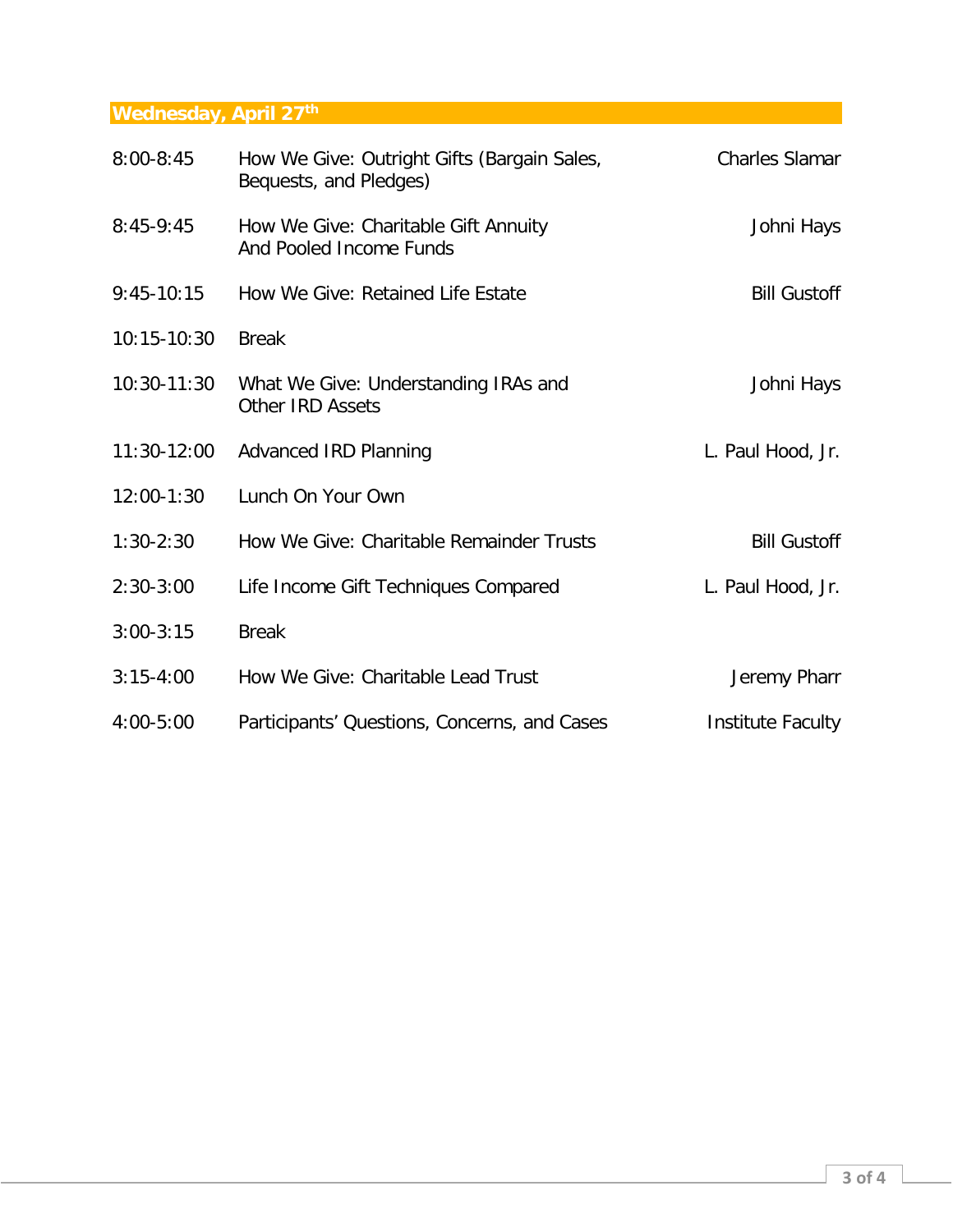## Wednesday, April 27th

| | | |
|---|---|---|
| 8:00-8:45 | How We Give: Outright Gifts (Bargain Sales, Bequests, and Pledges) | Charles Slamar |
| 8:45-9:45 | How We Give: Charitable Gift Annuity And Pooled Income Funds | Johni Hays |
| 9:45-10:15 | How We Give: Retained Life Estate | Bill Gustoff |
| 10:15-10:30 | Break | |
| 10:30-11:30 | What We Give: Understanding IRAs and Other IRD Assets | Johni Hays |
| 11:30-12:00 | Advanced IRD Planning | L. Paul Hood, Jr. |
| 12:00-1:30 | Lunch On Your Own | |
| 1:30-2:30 | How We Give: Charitable Remainder Trusts | Bill Gustoff |
| 2:30-3:00 | Life Income Gift Techniques Compared | L. Paul Hood, Jr. |
| 3:00-3:15 | Break | |
| 3:15-4:00 | How We Give: Charitable Lead Trust | Jeremy Pharr |
| 4:00-5:00 | Participants' Questions, Concerns, and Cases | Institute Faculty |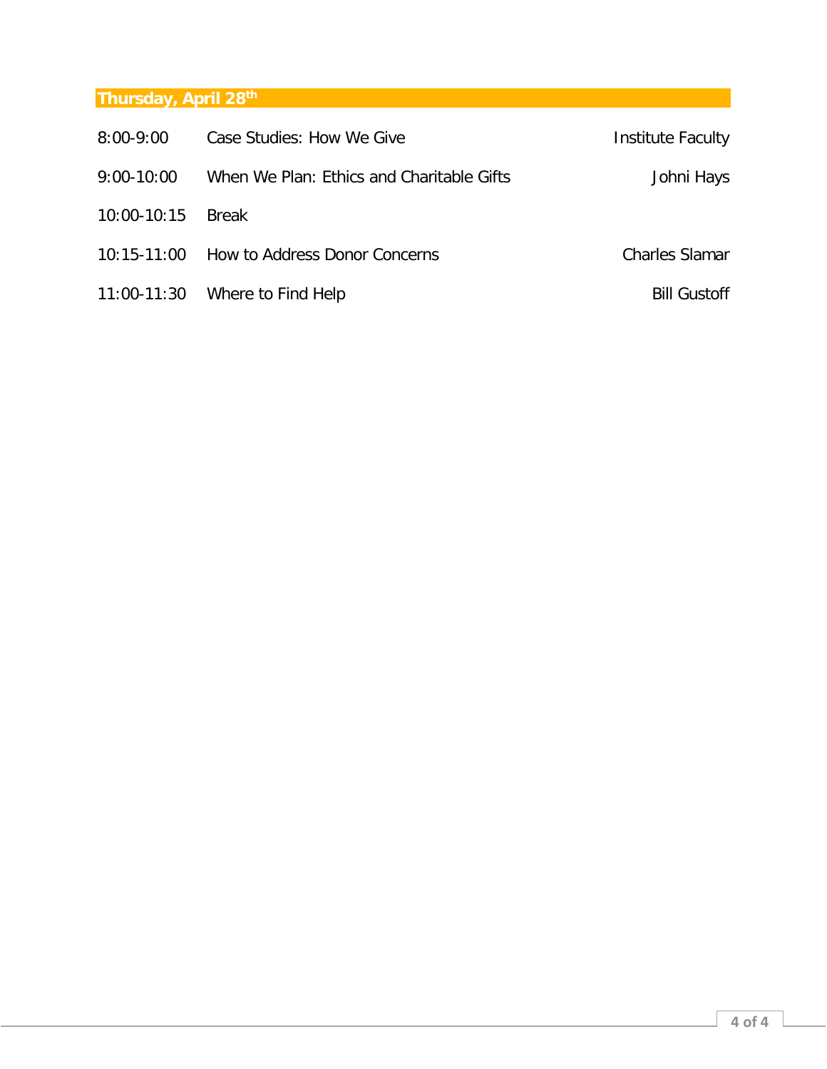## Thursday, April 28th

| | | |
|---|---|---|
| 8:00-9:00 | Case Studies: How We Give | Institute Faculty |
| 9:00-10:00 | When We Plan: Ethics and Charitable Gifts | Johni Hays |
| 10:00-10:15 | Break | |
| 10:15-11:00 | How to Address Donor Concerns | Charles Slamar |
| 11:00-11:30 | Where to Find Help | Bill Gustoff |